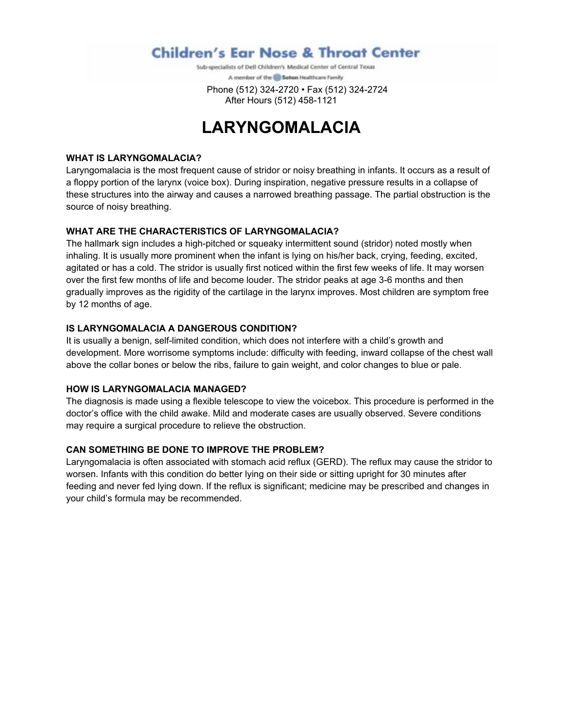**Children's Ear Nose & Throat Center**

Sub-specialists of Dell Children's Medical Center of Central Texas

A member of the Seton Healthcare Family

Phone (512) 324-2720 • Fax (512) 324-2724
After Hours (512) 458-1121

# LARYNGOMALACIA

**WHAT IS LARYNGOMALACIA?**

Laryngomalacia is the most frequent cause of stridor or noisy breathing in infants. It occurs as a result of a floppy portion of the larynx (voice box). During inspiration, negative pressure results in a collapse of these structures into the airway and causes a narrowed breathing passage. The partial obstruction is the source of noisy breathing.

**WHAT ARE THE CHARACTERISTICS OF LARYNGOMALACIA?**

The hallmark sign includes a high-pitched or squeaky intermittent sound (stridor) noted mostly when inhaling. It is usually more prominent when the infant is lying on his/her back, crying, feeding, excited, agitated or has a cold. The stridor is usually first noticed within the first few weeks of life. It may worsen over the first few months of life and become louder. The stridor peaks at age 3-6 months and then gradually improves as the rigidity of the cartilage in the larynx improves. Most children are symptom free by 12 months of age.

**IS LARYNGOMALACIA A DANGEROUS CONDITION?**

It is usually a benign, self-limited condition, which does not interfere with a child's growth and development. More worrisome symptoms include: difficulty with feeding, inward collapse of the chest wall above the collar bones or below the ribs, failure to gain weight, and color changes to blue or pale.

**HOW IS LARYNGOMALACIA MANAGED?**

The diagnosis is made using a flexible telescope to view the voicebox. This procedure is performed in the doctor's office with the child awake. Mild and moderate cases are usually observed. Severe conditions may require a surgical procedure to relieve the obstruction.

**CAN SOMETHING BE DONE TO IMPROVE THE PROBLEM?**

Laryngomalacia is often associated with stomach acid reflux (GERD). The reflux may cause the stridor to worsen. Infants with this condition do better lying on their side or sitting upright for 30 minutes after feeding and never fed lying down. If the reflux is significant; medicine may be prescribed and changes in your child's formula may be recommended.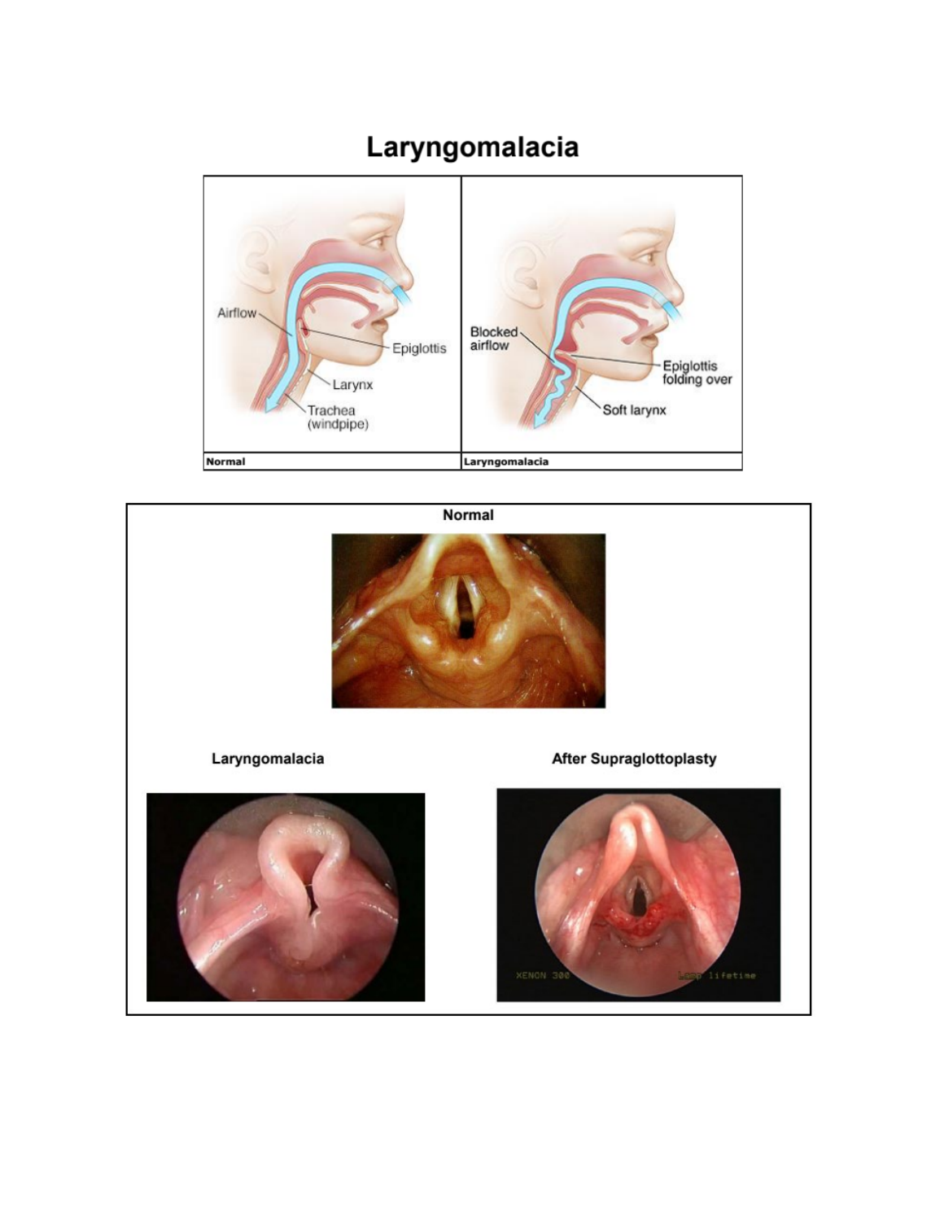# Laryngomalacia

Airflow

Epiglottis

Larynx

Trachea (windpipe)

Normal

Blocked airflow

Epiglottis folding over

Soft larynx

Laryngomalacia

Normal

Laryngomalacia

After Supraglottoplasty